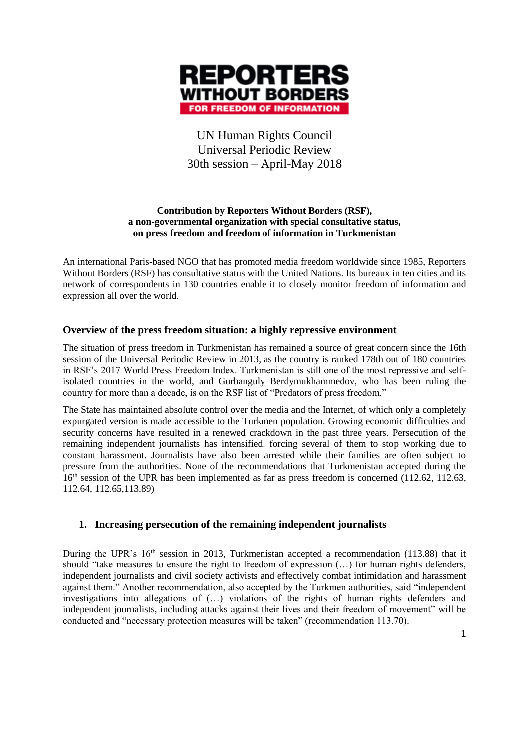**REPORTERS WITHOUT BORDERS**
**FOR FREEDOM OF INFORMATION**

UN Human Rights Council
Universal Periodic Review
30th session – April-May 2018

**Contribution by Reporters Without Borders (RSF),**
**a non-governmental organization with special consultative status,**
**on press freedom and freedom of information in Turkmenistan**

An international Paris-based NGO that has promoted media freedom worldwide since 1985, Reporters Without Borders (RSF) has consultative status with the United Nations. Its bureaux in ten cities and its network of correspondents in 130 countries enable it to closely monitor freedom of information and expression all over the world.

## Overview of the press freedom situation: a highly repressive environment

The situation of press freedom in Turkmenistan has remained a source of great concern since the 16th session of the Universal Periodic Review in 2013, as the country is ranked 178th out of 180 countries in RSF's 2017 World Press Freedom Index. Turkmenistan is still one of the most repressive and self-isolated countries in the world, and Gurbanguly Berdymukhammedov, who has been ruling the country for more than a decade, is on the RSF list of "Predators of press freedom."

The State has maintained absolute control over the media and the Internet, of which only a completely expurgated version is made accessible to the Turkmen population. Growing economic difficulties and security concerns have resulted in a renewed crackdown in the past three years. Persecution of the remaining independent journalists has intensified, forcing several of them to stop working due to constant harassment. Journalists have also been arrested while their families are often subject to pressure from the authorities. None of the recommendations that Turkmenistan accepted during the 16th session of the UPR has been implemented as far as press freedom is concerned (112.62, 112.63, 112.64, 112.65,113.89)

## 1. Increasing persecution of the remaining independent journalists

During the UPR's 16th session in 2013, Turkmenistan accepted a recommendation (113.88) that it should "take measures to ensure the right to freedom of expression (…) for human rights defenders, independent journalists and civil society activists and effectively combat intimidation and harassment against them." Another recommendation, also accepted by the Turkmen authorities, said "independent investigations into allegations of (…) violations of the rights of human rights defenders and independent journalists, including attacks against their lives and their freedom of movement" will be conducted and "necessary protection measures will be taken" (recommendation 113.70).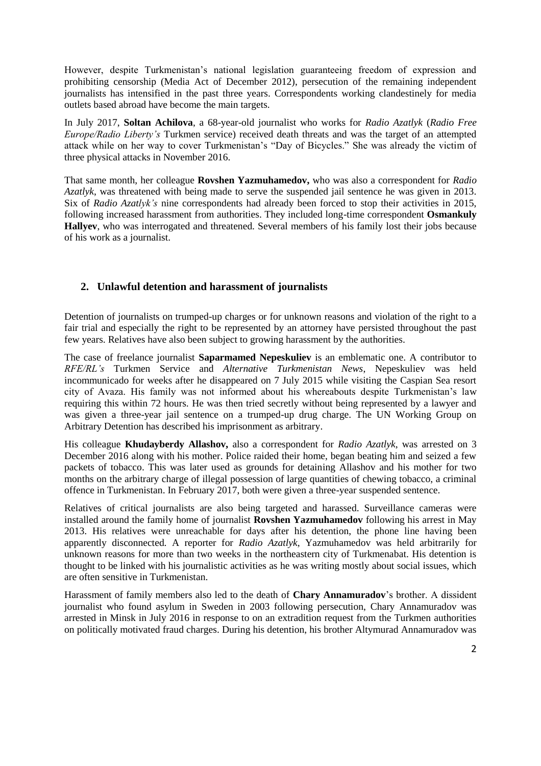However, despite Turkmenistan's national legislation guaranteeing freedom of expression and prohibiting censorship (Media Act of December 2012), persecution of the remaining independent journalists has intensified in the past three years. Correspondents working clandestinely for media outlets based abroad have become the main targets.

In July 2017, **Soltan Achilova**, a 68-year-old journalist who works for *Radio Azatlyk* (*Radio Free Europe/Radio Liberty's* Turkmen service) received death threats and was the target of an attempted attack while on her way to cover Turkmenistan's "Day of Bicycles." She was already the victim of three physical attacks in November 2016.

That same month, her colleague **Rovshen Yazmuhamedov,** who was also a correspondent for *Radio Azatlyk*, was threatened with being made to serve the suspended jail sentence he was given in 2013. Six of *Radio Azatlyk's* nine correspondents had already been forced to stop their activities in 2015, following increased harassment from authorities. They included long-time correspondent **Osmankuly Hallyev**, who was interrogated and threatened. Several members of his family lost their jobs because of his work as a journalist.

## 2. Unlawful detention and harassment of journalists

Detention of journalists on trumped-up charges or for unknown reasons and violation of the right to a fair trial and especially the right to be represented by an attorney have persisted throughout the past few years. Relatives have also been subject to growing harassment by the authorities.

The case of freelance journalist **Saparmamed Nepeskuliev** is an emblematic one. A contributor to *RFE/RL's* Turkmen Service and *Alternative Turkmenistan News*, Nepeskuliev was held incommunicado for weeks after he disappeared on 7 July 2015 while visiting the Caspian Sea resort city of Avaza. His family was not informed about his whereabouts despite Turkmenistan's law requiring this within 72 hours. He was then tried secretly without being represented by a lawyer and was given a three-year jail sentence on a trumped-up drug charge. The UN Working Group on Arbitrary Detention has described his imprisonment as arbitrary.

His colleague **Khudayberdy Allashov,** also a correspondent for *Radio Azatlyk*, was arrested on 3 December 2016 along with his mother. Police raided their home, began beating him and seized a few packets of tobacco. This was later used as grounds for detaining Allashov and his mother for two months on the arbitrary charge of illegal possession of large quantities of chewing tobacco, a criminal offence in Turkmenistan. In February 2017, both were given a three-year suspended sentence.

Relatives of critical journalists are also being targeted and harassed. Surveillance cameras were installed around the family home of journalist **Rovshen Yazmuhamedov** following his arrest in May 2013. His relatives were unreachable for days after his detention, the phone line having been apparently disconnected. A reporter for *Radio Azatlyk*, Yazmuhamedov was held arbitrarily for unknown reasons for more than two weeks in the northeastern city of Turkmenabat. His detention is thought to be linked with his journalistic activities as he was writing mostly about social issues, which are often sensitive in Turkmenistan.

Harassment of family members also led to the death of **Chary Annamuradov**'s brother. A dissident journalist who found asylum in Sweden in 2003 following persecution, Chary Annamuradov was arrested in Minsk in July 2016 in response to on an extradition request from the Turkmen authorities on politically motivated fraud charges. During his detention, his brother Altymurad Annamuradov was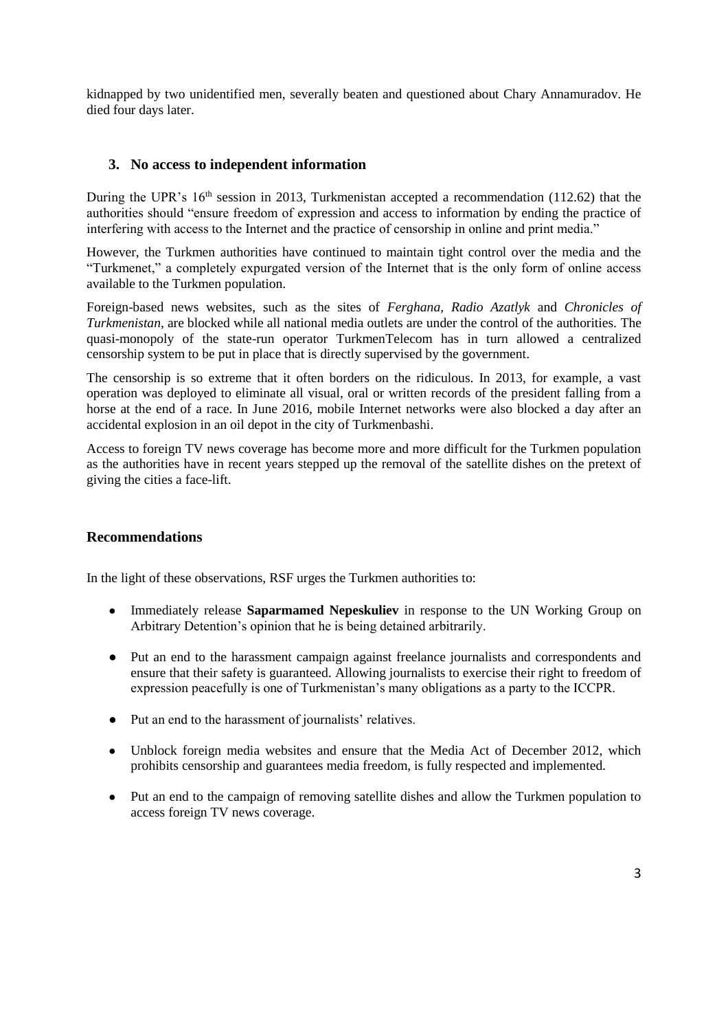kidnapped by two unidentified men, severally beaten and questioned about Chary Annamuradov. He died four days later.

## 3. No access to independent information

During the UPR's 16th session in 2013, Turkmenistan accepted a recommendation (112.62) that the authorities should "ensure freedom of expression and access to information by ending the practice of interfering with access to the Internet and the practice of censorship in online and print media."

However, the Turkmen authorities have continued to maintain tight control over the media and the "Turkmenet," a completely expurgated version of the Internet that is the only form of online access available to the Turkmen population.

Foreign-based news websites, such as the sites of *Ferghana*, *Radio Azatlyk* and *Chronicles of Turkmenistan*, are blocked while all national media outlets are under the control of the authorities. The quasi-monopoly of the state-run operator TurkmenTelecom has in turn allowed a centralized censorship system to be put in place that is directly supervised by the government.

The censorship is so extreme that it often borders on the ridiculous. In 2013, for example, a vast operation was deployed to eliminate all visual, oral or written records of the president falling from a horse at the end of a race. In June 2016, mobile Internet networks were also blocked a day after an accidental explosion in an oil depot in the city of Turkmenbashi.

Access to foreign TV news coverage has become more and more difficult for the Turkmen population as the authorities have in recent years stepped up the removal of the satellite dishes on the pretext of giving the cities a face-lift.

## Recommendations

In the light of these observations, RSF urges the Turkmen authorities to:

- Immediately release **Saparmamed Nepeskuliev** in response to the UN Working Group on Arbitrary Detention's opinion that he is being detained arbitrarily.
- Put an end to the harassment campaign against freelance journalists and correspondents and ensure that their safety is guaranteed. Allowing journalists to exercise their right to freedom of expression peacefully is one of Turkmenistan's many obligations as a party to the ICCPR.
- Put an end to the harassment of journalists' relatives.
- Unblock foreign media websites and ensure that the Media Act of December 2012, which prohibits censorship and guarantees media freedom, is fully respected and implemented.
- Put an end to the campaign of removing satellite dishes and allow the Turkmen population to access foreign TV news coverage.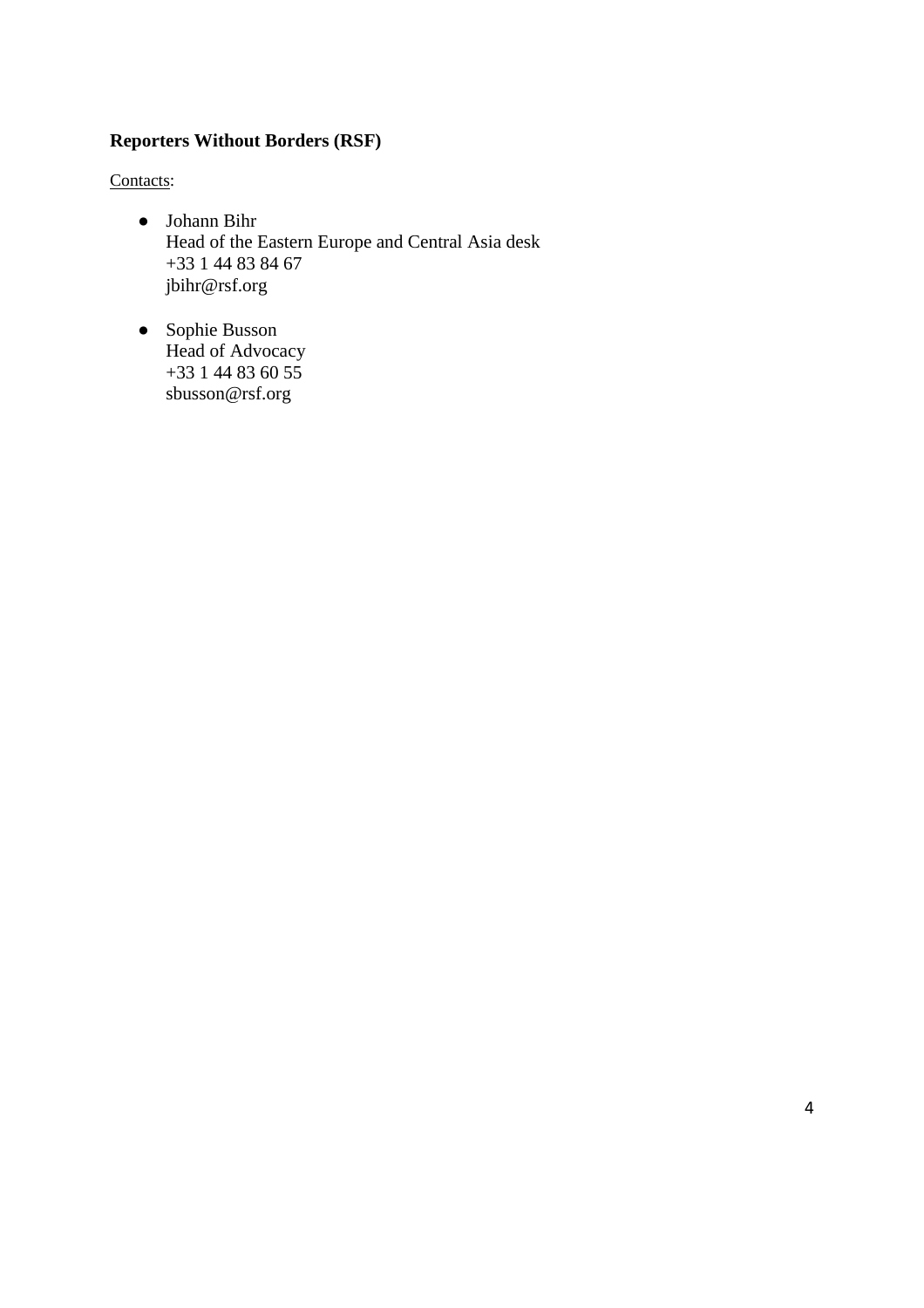**Reporters Without Borders (RSF)**

Contacts:

- Johann Bihr
  Head of the Eastern Europe and Central Asia desk
  +33 1 44 83 84 67
  jbihr@rsf.org

- Sophie Busson
  Head of Advocacy
  +33 1 44 83 60 55
  sbusson@rsf.org